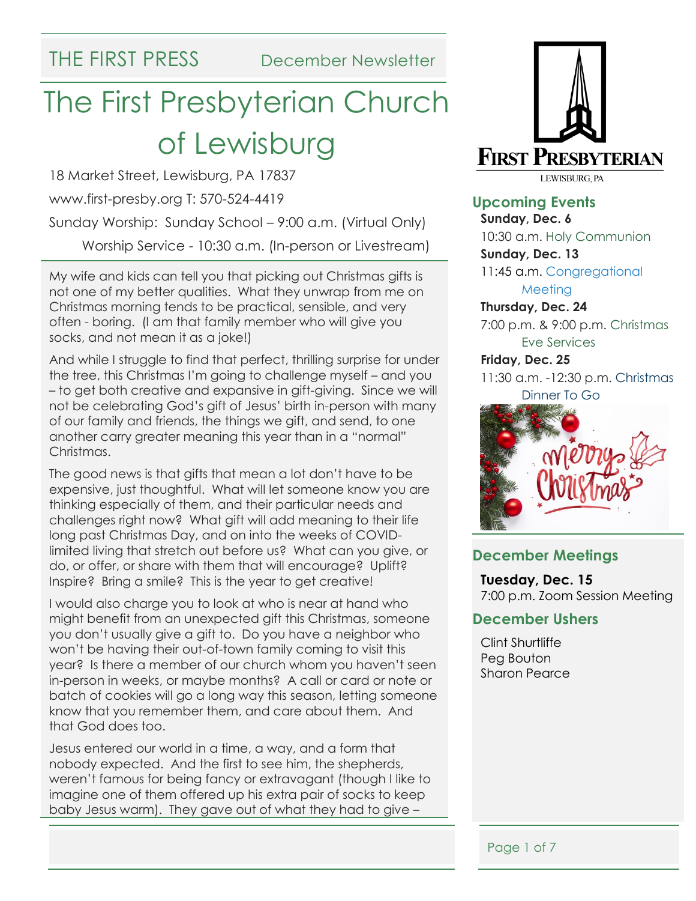THE FIRST PRESS December Newsletter

# The First Presbyterian Church of Lewisburg

18 Market Street, Lewisburg, PA 17837

www.first-presby.org T: 570-524-4419

Sunday Worship: Sunday School – 9:00 a.m. (Virtual Only)

Worship Service - 10:30 a.m. (In-person or Livestream)

My wife and kids can tell you that picking out Christmas gifts is not one of my better qualities. What they unwrap from me on Christmas morning tends to be practical, sensible, and very often - boring. (I am that family member who will give you socks, and not mean it as a joke!)

And while I struggle to find that perfect, thrilling surprise for under the tree, this Christmas I'm going to challenge myself – and you – to get both creative and expansive in gift-giving. Since we will not be celebrating God's gift of Jesus' birth in-person with many of our family and friends, the things we gift, and send, to one another carry greater meaning this year than in a "normal" Christmas.

The good news is that gifts that mean a lot don't have to be expensive, just thoughtful. What will let someone know you are thinking especially of them, and their particular needs and challenges right now? What gift will add meaning to their life long past Christmas Day, and on into the weeks of COVID-limited living that stretch out before us? What can you give, or do, or offer, or share with them that will encourage? Uplift? Inspire? Bring a smile? This is the year to get creative!

I would also charge you to look at who is near at hand who might benefit from an unexpected gift this Christmas, someone you don't usually give a gift to. Do you have a neighbor who won't be having their out-of-town family coming to visit this year? Is there a member of our church whom you haven't seen in-person in weeks, or maybe months? A call or card or note or batch of cookies will go a long way this season, letting someone know that you remember them, and care about them. And that God does too.

Jesus entered our world in a time, a way, and a form that nobody expected. And the first to see him, the shepherds, weren't famous for being fancy or extravagant (though I like to imagine one of them offered up his extra pair of socks to keep baby Jesus warm). They gave out of what they had to give –

FIRST PRESBYTERIAN
LEWISBURG, PA

## Upcoming Events

**Sunday, Dec. 6**
10:30 a.m. Holy Communion

**Sunday, Dec. 13**
11:45 a.m. Congregational Meeting

**Thursday, Dec. 24**
7:00 p.m. & 9:00 p.m. Christmas Eve Services

**Friday, Dec. 25**
11:30 a.m. -12:30 p.m. Christmas Dinner To Go

## December Meetings

**Tuesday, Dec. 15**
7:00 p.m. Zoom Session Meeting

## December Ushers

Clint Shurtliffe
Peg Bouton
Sharon Pearce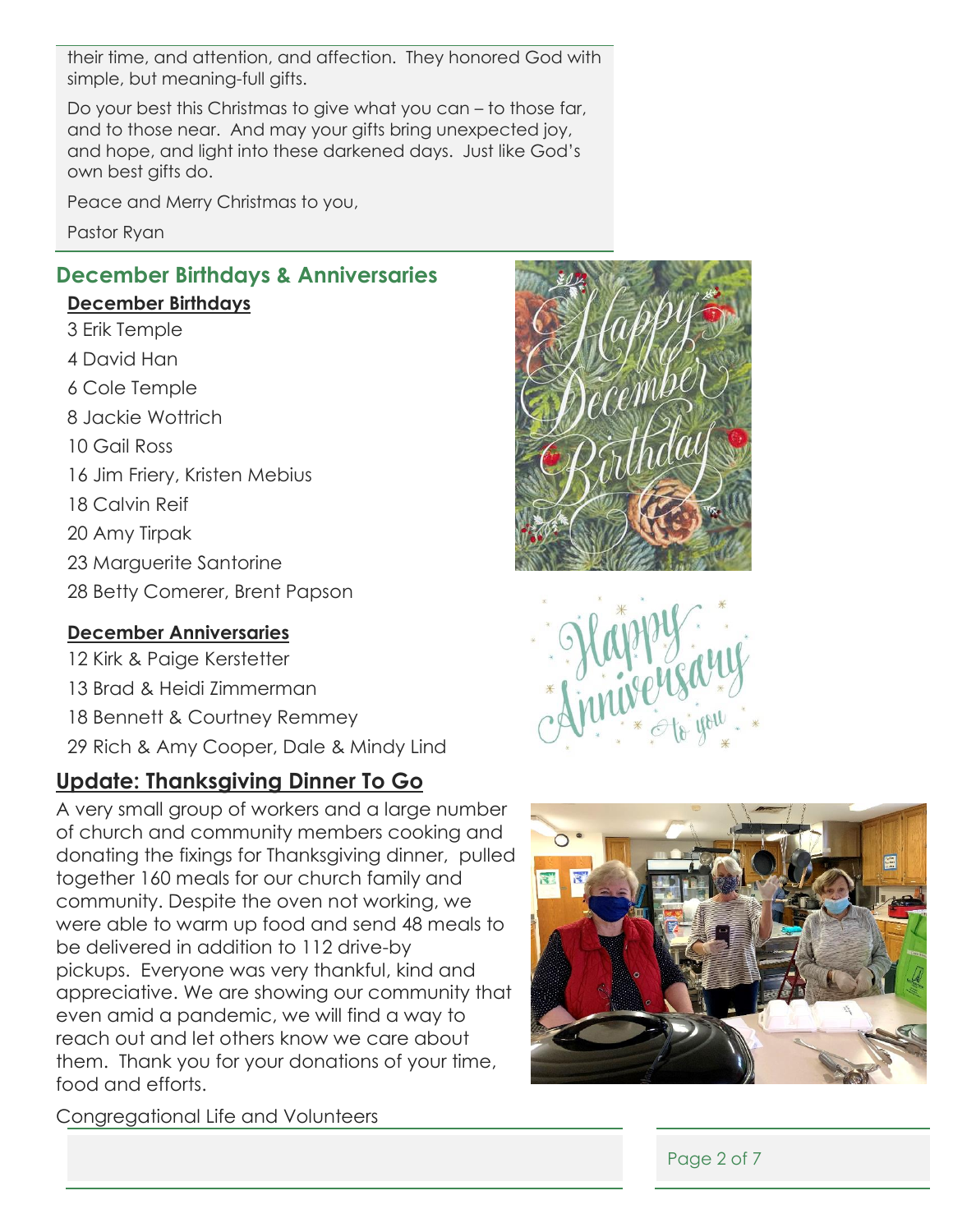their time, and attention, and affection. They honored God with simple, but meaning-full gifts.

Do your best this Christmas to give what you can – to those far, and to those near. And may your gifts bring unexpected joy, and hope, and light into these darkened days. Just like God's own best gifts do.

Peace and Merry Christmas to you,

Pastor Ryan

## December Birthdays & Anniversaries

**December Birthdays**

3 Erik Temple

4 David Han

6 Cole Temple

8 Jackie Wottrich

10 Gail Ross

16 Jim Friery, Kristen Mebius

18 Calvin Reif

20 Amy Tirpak

23 Marguerite Santorine

28 Betty Comerer, Brent Papson

**December Anniversaries**

12 Kirk & Paige Kerstetter

13 Brad & Heidi Zimmerman

18 Bennett & Courtney Remmey

29 Rich & Amy Cooper, Dale & Mindy Lind

## Update: Thanksgiving Dinner To Go

A very small group of workers and a large number of church and community members cooking and donating the fixings for Thanksgiving dinner, pulled together 160 meals for our church family and community. Despite the oven not working, we were able to warm up food and send 48 meals to be delivered in addition to 112 drive-by pickups. Everyone was very thankful, kind and appreciative. We are showing our community that even amid a pandemic, we will find a way to reach out and let others know we care about them. Thank you for your donations of your time, food and efforts.

Congregational Life and Volunteers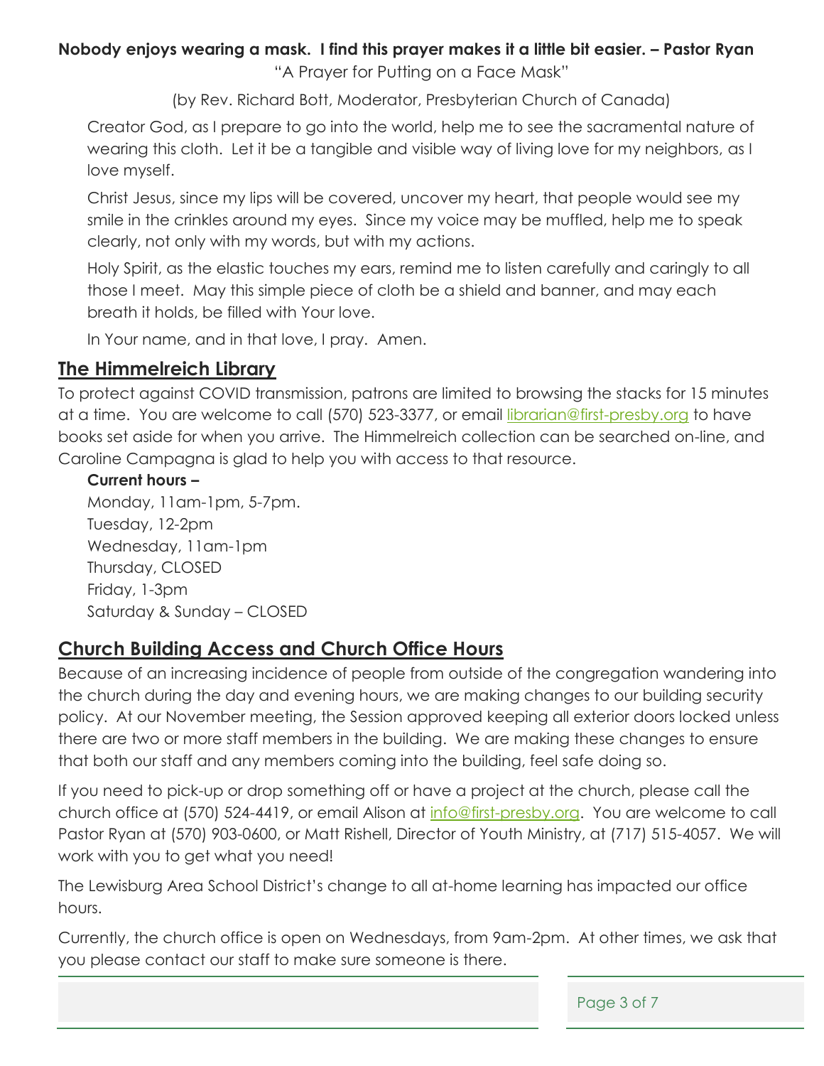**Nobody enjoys wearing a mask. I find this prayer makes it a little bit easier. – Pastor Ryan**

"A Prayer for Putting on a Face Mask"

(by Rev. Richard Bott, Moderator, Presbyterian Church of Canada)

Creator God, as I prepare to go into the world, help me to see the sacramental nature of wearing this cloth. Let it be a tangible and visible way of living love for my neighbors, as I love myself.

Christ Jesus, since my lips will be covered, uncover my heart, that people would see my smile in the crinkles around my eyes. Since my voice may be muffled, help me to speak clearly, not only with my words, but with my actions.

Holy Spirit, as the elastic touches my ears, remind me to listen carefully and caringly to all those I meet. May this simple piece of cloth be a shield and banner, and may each breath it holds, be filled with Your love.

In Your name, and in that love, I pray. Amen.

## The Himmelreich Library

To protect against COVID transmission, patrons are limited to browsing the stacks for 15 minutes at a time. You are welcome to call (570) 523-3377, or email librarian@first-presby.org to have books set aside for when you arrive. The Himmelreich collection can be searched on-line, and Caroline Campagna is glad to help you with access to that resource.

**Current hours –**

Monday, 11am-1pm, 5-7pm.
Tuesday, 12-2pm
Wednesday, 11am-1pm
Thursday, CLOSED
Friday, 1-3pm
Saturday & Sunday – CLOSED

## Church Building Access and Church Office Hours

Because of an increasing incidence of people from outside of the congregation wandering into the church during the day and evening hours, we are making changes to our building security policy. At our November meeting, the Session approved keeping all exterior doors locked unless there are two or more staff members in the building. We are making these changes to ensure that both our staff and any members coming into the building, feel safe doing so.

If you need to pick-up or drop something off or have a project at the church, please call the church office at (570) 524-4419, or email Alison at info@first-presby.org. You are welcome to call Pastor Ryan at (570) 903-0600, or Matt Rishell, Director of Youth Ministry, at (717) 515-4057. We will work with you to get what you need!

The Lewisburg Area School District's change to all at-home learning has impacted our office hours.

Currently, the church office is open on Wednesdays, from 9am-2pm. At other times, we ask that you please contact our staff to make sure someone is there.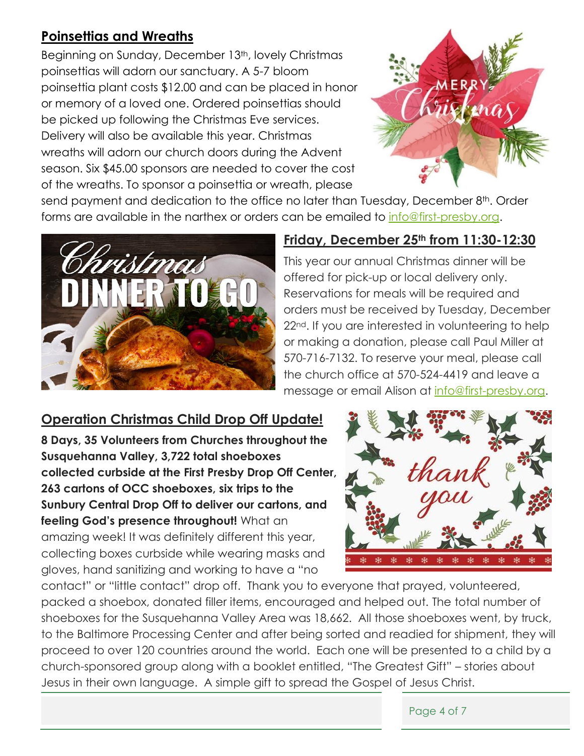## Poinsettias and Wreaths

Beginning on Sunday, December 13th, lovely Christmas poinsettias will adorn our sanctuary. A 5-7 bloom poinsettia plant costs $12.00 and can be placed in honor or memory of a loved one. Ordered poinsettias should be picked up following the Christmas Eve services. Delivery will also be available this year. Christmas wreaths will adorn our church doors during the Advent season. Six $45.00 sponsors are needed to cover the cost of the wreaths. To sponsor a poinsettia or wreath, please send payment and dedication to the office no later than Tuesday, December 8th. Order forms are available in the narthex or orders can be emailed to info@first-presby.org.

## Friday, December 25th from 11:30-12:30

This year our annual Christmas dinner will be offered for pick-up or local delivery only. Reservations for meals will be required and orders must be received by Tuesday, December 22nd. If you are interested in volunteering to help or making a donation, please call Paul Miller at 570-716-7132. To reserve your meal, please call the church office at 570-524-4419 and leave a message or email Alison at info@first-presby.org.

## Operation Christmas Child Drop Off Update!

**8 Days, 35 Volunteers from Churches throughout the Susquehanna Valley, 3,722 total shoeboxes collected curbside at the First Presby Drop Off Center, 263 cartons of OCC shoeboxes, six trips to the Sunbury Central Drop Off to deliver our cartons, and feeling God's presence throughout!** What an amazing week! It was definitely different this year, collecting boxes curbside while wearing masks and gloves, hand sanitizing and working to have a "no contact" or "little contact" drop off. Thank you to everyone that prayed, volunteered, packed a shoebox, donated filler items, encouraged and helped out. The total number of shoeboxes for the Susquehanna Valley Area was 18,662. All those shoeboxes went, by truck, to the Baltimore Processing Center and after being sorted and readied for shipment, they will proceed to over 120 countries around the world. Each one will be presented to a child by a church-sponsored group along with a booklet entitled, "The Greatest Gift" – stories about Jesus in their own language. A simple gift to spread the Gospel of Jesus Christ.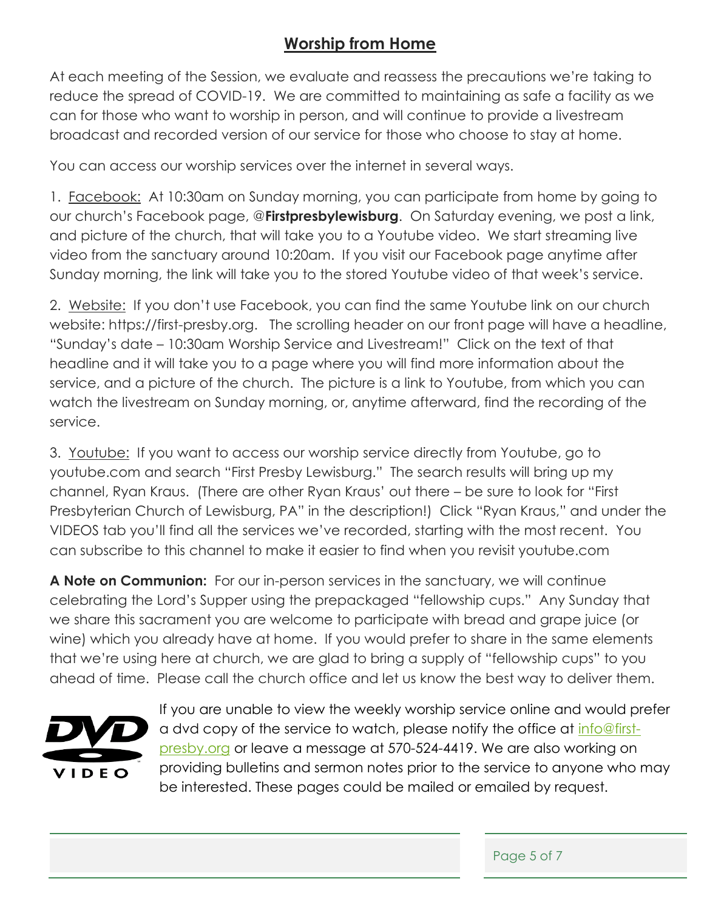## Worship from Home

At each meeting of the Session, we evaluate and reassess the precautions we're taking to reduce the spread of COVID-19. We are committed to maintaining as safe a facility as we can for those who want to worship in person, and will continue to provide a livestream broadcast and recorded version of our service for those who choose to stay at home.

You can access our worship services over the internet in several ways.

1. Facebook: At 10:30am on Sunday morning, you can participate from home by going to our church's Facebook page, @**Firstpresbylewisburg**. On Saturday evening, we post a link, and picture of the church, that will take you to a Youtube video. We start streaming live video from the sanctuary around 10:20am. If you visit our Facebook page anytime after Sunday morning, the link will take you to the stored Youtube video of that week's service.

2. Website: If you don't use Facebook, you can find the same Youtube link on our church website: https://first-presby.org. The scrolling header on our front page will have a headline, "Sunday's date – 10:30am Worship Service and Livestream!" Click on the text of that headline and it will take you to a page where you will find more information about the service, and a picture of the church. The picture is a link to Youtube, from which you can watch the livestream on Sunday morning, or, anytime afterward, find the recording of the service.

3. Youtube: If you want to access our worship service directly from Youtube, go to youtube.com and search "First Presby Lewisburg." The search results will bring up my channel, Ryan Kraus. (There are other Ryan Kraus' out there – be sure to look for "First Presbyterian Church of Lewisburg, PA" in the description!) Click "Ryan Kraus," and under the VIDEOS tab you'll find all the services we've recorded, starting with the most recent. You can subscribe to this channel to make it easier to find when you revisit youtube.com

**A Note on Communion:** For our in-person services in the sanctuary, we will continue celebrating the Lord's Supper using the prepackaged "fellowship cups." Any Sunday that we share this sacrament you are welcome to participate with bread and grape juice (or wine) which you already have at home. If you would prefer to share in the same elements that we're using here at church, we are glad to bring a supply of "fellowship cups" to you ahead of time. Please call the church office and let us know the best way to deliver them.

If you are unable to view the weekly worship service online and would prefer a dvd copy of the service to watch, please notify the office at info@first-presby.org or leave a message at 570-524-4419. We are also working on providing bulletins and sermon notes prior to the service to anyone who may be interested. These pages could be mailed or emailed by request.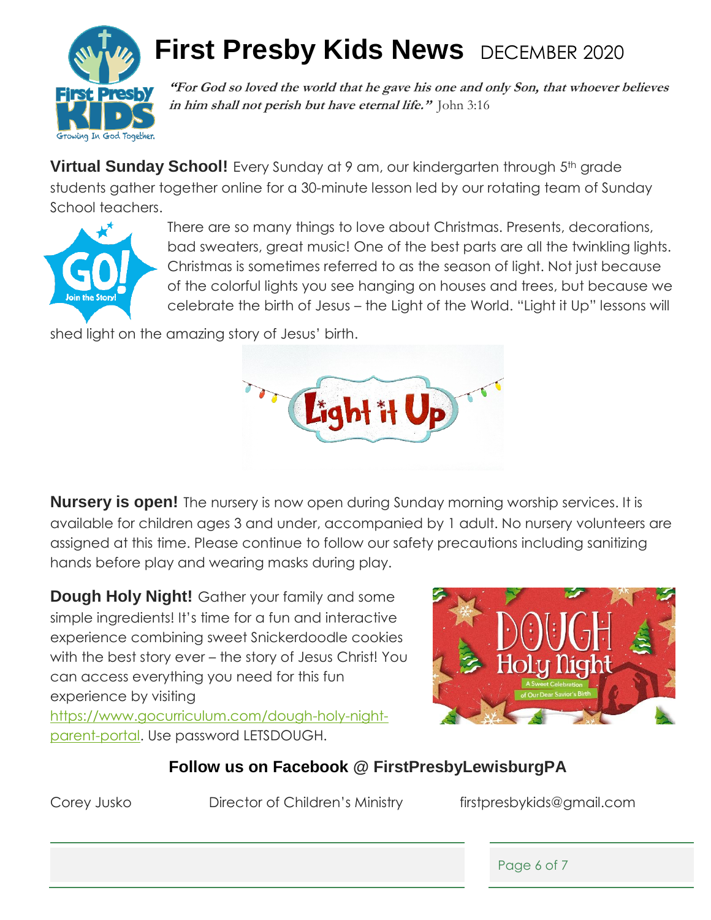# First Presby Kids News DECEMBER 2020

***"For God so loved the world that he gave his one and only Son, that whoever believes in him shall not perish but have eternal life."*** John 3:16

**Virtual Sunday School!** Every Sunday at 9 am, our kindergarten through 5th grade students gather together online for a 30-minute lesson led by our rotating team of Sunday School teachers.

There are so many things to love about Christmas. Presents, decorations, bad sweaters, great music! One of the best parts are all the twinkling lights. Christmas is sometimes referred to as the season of light. Not just because of the colorful lights you see hanging on houses and trees, but because we celebrate the birth of Jesus – the Light of the World. "Light it Up" lessons will shed light on the amazing story of Jesus' birth.

**Nursery is open!** The nursery is now open during Sunday morning worship services. It is available for children ages 3 and under, accompanied by 1 adult. No nursery volunteers are assigned at this time. Please continue to follow our safety precautions including sanitizing hands before play and wearing masks during play.

**Dough Holy Night!** Gather your family and some simple ingredients! It's time for a fun and interactive experience combining sweet Snickerdoodle cookies with the best story ever – the story of Jesus Christ! You can access everything you need for this fun experience by visiting https://www.gocurriculum.com/dough-holy-night-parent-portal. Use password LETSDOUGH.

**Follow us on Facebook @ FirstPresbyLewisburgPA**

Corey Jusko    Director of Children's Ministry    firstpresbykids@gmail.com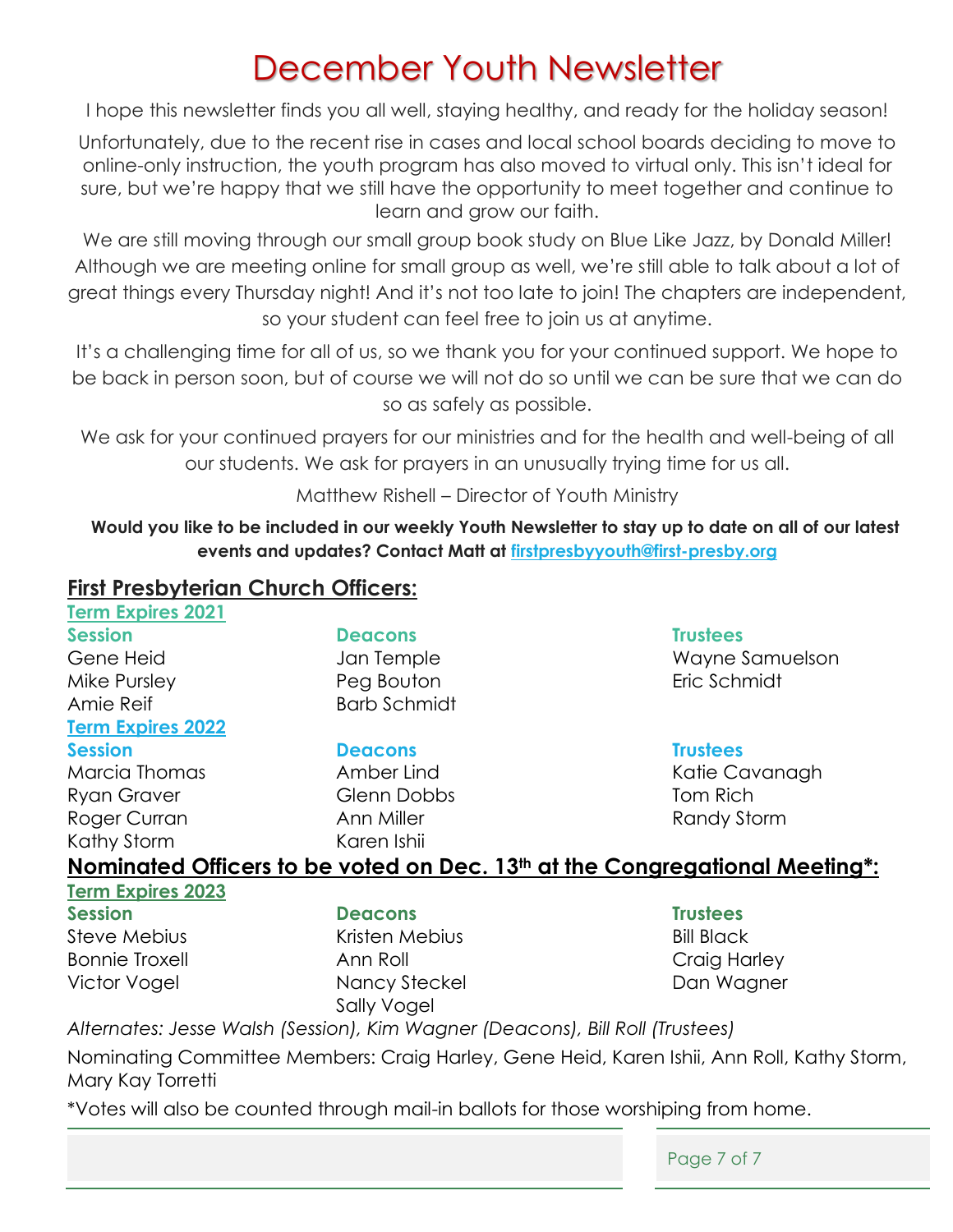# December Youth Newsletter

I hope this newsletter finds you all well, staying healthy, and ready for the holiday season!

Unfortunately, due to the recent rise in cases and local school boards deciding to move to online-only instruction, the youth program has also moved to virtual only. This isn't ideal for sure, but we're happy that we still have the opportunity to meet together and continue to learn and grow our faith.

We are still moving through our small group book study on Blue Like Jazz, by Donald Miller! Although we are meeting online for small group as well, we're still able to talk about a lot of great things every Thursday night! And it's not too late to join! The chapters are independent, so your student can feel free to join us at anytime.

It's a challenging time for all of us, so we thank you for your continued support. We hope to be back in person soon, but of course we will not do so until we can be sure that we can do so as safely as possible.

We ask for your continued prayers for our ministries and for the health and well-being of all our students. We ask for prayers in an unusually trying time for us all.

Matthew Rishell – Director of Youth Ministry

**Would you like to be included in our weekly Youth Newsletter to stay up to date on all of our latest events and updates? Contact Matt at firstpresbyyouth@first-presby.org**

## First Presbyterian Church Officers:

### Term Expires 2021

**Session**
Gene Heid
Mike Pursley
Amie Reif

**Deacons**
Jan Temple
Peg Bouton
Barb Schmidt

**Trustees**
Wayne Samuelson
Eric Schmidt

### Term Expires 2022

**Session**
Marcia Thomas
Ryan Graver
Roger Curran
Kathy Storm

**Deacons**
Amber Lind
Glenn Dobbs
Ann Miller
Karen Ishii

**Trustees**
Katie Cavanagh
Tom Rich
Randy Storm

## Nominated Officers to be voted on Dec. 13th at the Congregational Meeting*:

### Term Expires 2023

**Session**
Steve Mebius
Bonnie Troxell
Victor Vogel

**Deacons**
Kristen Mebius
Ann Roll
Nancy Steckel
Sally Vogel

**Trustees**
Bill Black
Craig Harley
Dan Wagner

*Alternates: Jesse Walsh (Session), Kim Wagner (Deacons), Bill Roll (Trustees)*

Nominating Committee Members: Craig Harley, Gene Heid, Karen Ishii, Ann Roll, Kathy Storm, Mary Kay Torretti

*Votes will also be counted through mail-in ballots for those worshiping from home.